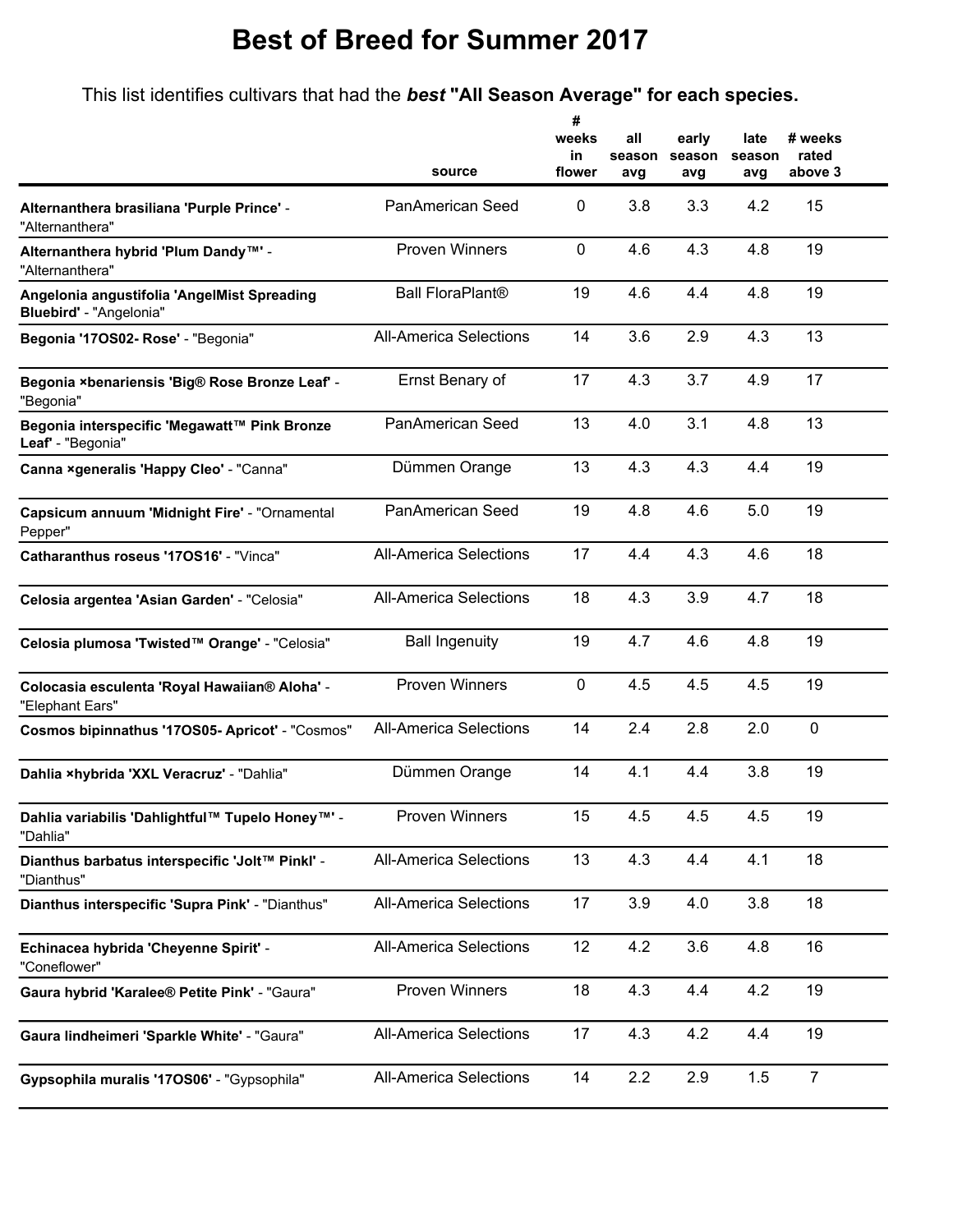# Best of Breed for Summer 2017

This list identifies cultivars that had the ***best*** **"All Season Average" for each species.**

| | source | # weeks in flower | all season avg | early season avg | late season avg | # weeks rated above 3 |
|---|---|---|---|---|---|---|
| **Alternanthera brasiliana 'Purple Prince'** - "Alternanthera" | PanAmerican Seed | 0 | 3.8 | 3.3 | 4.2 | 15 |
| **Alternanthera hybrid 'Plum Dandy™'** - "Alternanthera" | Proven Winners | 0 | 4.6 | 4.3 | 4.8 | 19 |
| **Angelonia angustifolia 'AngelMist Spreading Bluebird'** - "Angelonia" | Ball FloraPlant® | 19 | 4.6 | 4.4 | 4.8 | 19 |
| **Begonia '17OS02- Rose'** - "Begonia" | All-America Selections | 14 | 3.6 | 2.9 | 4.3 | 13 |
| **Begonia ×benariensis 'Big® Rose Bronze Leaf'** - "Begonia" | Ernst Benary of | 17 | 4.3 | 3.7 | 4.9 | 17 |
| **Begonia interspecific 'Megawatt™ Pink Bronze Leaf'** - "Begonia" | PanAmerican Seed | 13 | 4.0 | 3.1 | 4.8 | 13 |
| **Canna ×generalis 'Happy Cleo'** - "Canna" | Dümmen Orange | 13 | 4.3 | 4.3 | 4.4 | 19 |
| **Capsicum annuum 'Midnight Fire'** - "Ornamental Pepper" | PanAmerican Seed | 19 | 4.8 | 4.6 | 5.0 | 19 |
| **Catharanthus roseus '17OS16'** - "Vinca" | All-America Selections | 17 | 4.4 | 4.3 | 4.6 | 18 |
| **Celosia argentea 'Asian Garden'** - "Celosia" | All-America Selections | 18 | 4.3 | 3.9 | 4.7 | 18 |
| **Celosia plumosa 'Twisted™ Orange'** - "Celosia" | Ball Ingenuity | 19 | 4.7 | 4.6 | 4.8 | 19 |
| **Colocasia esculenta 'Royal Hawaiian® Aloha'** - "Elephant Ears" | Proven Winners | 0 | 4.5 | 4.5 | 4.5 | 19 |
| **Cosmos bipinnathus '17OS05- Apricot'** - "Cosmos" | All-America Selections | 14 | 2.4 | 2.8 | 2.0 | 0 |
| **Dahlia ×hybrida 'XXL Veracruz'** - "Dahlia" | Dümmen Orange | 14 | 4.1 | 4.4 | 3.8 | 19 |
| **Dahlia variabilis 'Dahlightful™ Tupelo Honey™'** - "Dahlia" | Proven Winners | 15 | 4.5 | 4.5 | 4.5 | 19 |
| **Dianthus barbatus interspecific 'Jolt™ Pinkl'** - "Dianthus" | All-America Selections | 13 | 4.3 | 4.4 | 4.1 | 18 |
| **Dianthus interspecific 'Supra Pink'** - "Dianthus" | All-America Selections | 17 | 3.9 | 4.0 | 3.8 | 18 |
| **Echinacea hybrida 'Cheyenne Spirit'** - "Coneflower" | All-America Selections | 12 | 4.2 | 3.6 | 4.8 | 16 |
| **Gaura hybrid 'Karalee® Petite Pink'** - "Gaura" | Proven Winners | 18 | 4.3 | 4.4 | 4.2 | 19 |
| **Gaura lindheimeri 'Sparkle White'** - "Gaura" | All-America Selections | 17 | 4.3 | 4.2 | 4.4 | 19 |
| **Gypsophila muralis '17OS06'** - "Gypsophila" | All-America Selections | 14 | 2.2 | 2.9 | 1.5 | 7 |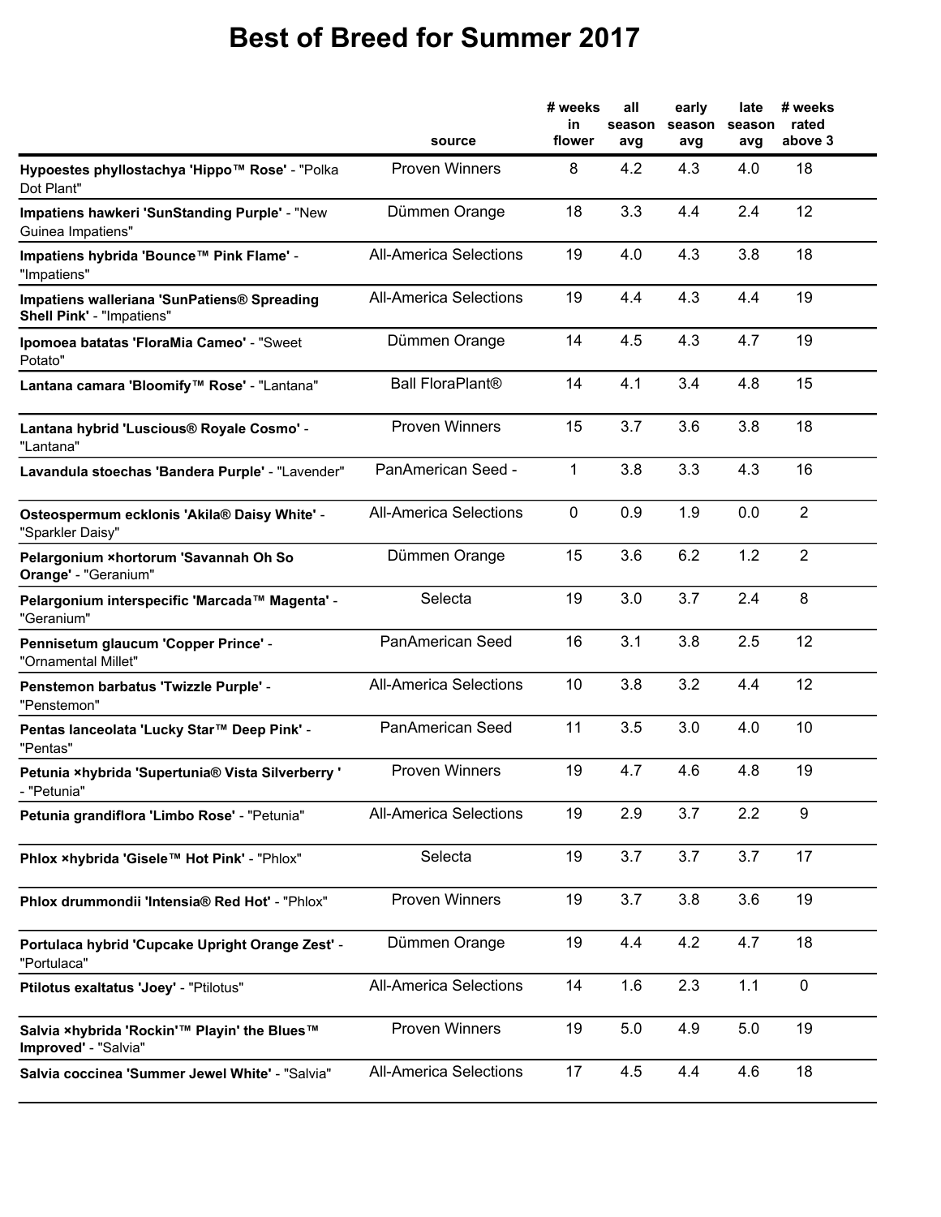# Best of Breed for Summer 2017

| | source | # weeks in flower | all season avg | early season avg | late season avg | # weeks rated above 3 |
|---|---|---|---|---|---|---|
| **Hypoestes phyllostachya 'Hippo™ Rose'** - "Polka Dot Plant" | Proven Winners | 8 | 4.2 | 4.3 | 4.0 | 18 |
| **Impatiens hawkeri 'SunStanding Purple'** - "New Guinea Impatiens" | Dümmen Orange | 18 | 3.3 | 4.4 | 2.4 | 12 |
| **Impatiens hybrida 'Bounce™ Pink Flame'** - "Impatiens" | All-America Selections | 19 | 4.0 | 4.3 | 3.8 | 18 |
| **Impatiens walleriana 'SunPatiens® Spreading Shell Pink'** - "Impatiens" | All-America Selections | 19 | 4.4 | 4.3 | 4.4 | 19 |
| **Ipomoea batatas 'FloraMia Cameo'** - "Sweet Potato" | Dümmen Orange | 14 | 4.5 | 4.3 | 4.7 | 19 |
| **Lantana camara 'Bloomify™ Rose'** - "Lantana" | Ball FloraPlant® | 14 | 4.1 | 3.4 | 4.8 | 15 |
| **Lantana hybrid 'Luscious® Royale Cosmo'** - "Lantana" | Proven Winners | 15 | 3.7 | 3.6 | 3.8 | 18 |
| **Lavandula stoechas 'Bandera Purple'** - "Lavender" | PanAmerican Seed - | 1 | 3.8 | 3.3 | 4.3 | 16 |
| **Osteospermum ecklonis 'Akila® Daisy White'** - "Sparkler Daisy" | All-America Selections | 0 | 0.9 | 1.9 | 0.0 | 2 |
| **Pelargonium ×hortorum 'Savannah Oh So Orange'** - "Geranium" | Dümmen Orange | 15 | 3.6 | 6.2 | 1.2 | 2 |
| **Pelargonium interspecific 'Marcada™ Magenta'** - "Geranium" | Selecta | 19 | 3.0 | 3.7 | 2.4 | 8 |
| **Pennisetum glaucum 'Copper Prince'** - "Ornamental Millet" | PanAmerican Seed | 16 | 3.1 | 3.8 | 2.5 | 12 |
| **Penstemon barbatus 'Twizzle Purple'** - "Penstemon" | All-America Selections | 10 | 3.8 | 3.2 | 4.4 | 12 |
| **Pentas lanceolata 'Lucky Star™ Deep Pink'** - "Pentas" | PanAmerican Seed | 11 | 3.5 | 3.0 | 4.0 | 10 |
| **Petunia ×hybrida 'Supertunia® Vista Silverberry '** - "Petunia" | Proven Winners | 19 | 4.7 | 4.6 | 4.8 | 19 |
| **Petunia grandiflora 'Limbo Rose'** - "Petunia" | All-America Selections | 19 | 2.9 | 3.7 | 2.2 | 9 |
| **Phlox ×hybrida 'Gisele™ Hot Pink'** - "Phlox" | Selecta | 19 | 3.7 | 3.7 | 3.7 | 17 |
| **Phlox drummondii 'Intensia® Red Hot'** - "Phlox" | Proven Winners | 19 | 3.7 | 3.8 | 3.6 | 19 |
| **Portulaca hybrid 'Cupcake Upright Orange Zest'** - "Portulaca" | Dümmen Orange | 19 | 4.4 | 4.2 | 4.7 | 18 |
| **Ptilotus exaltatus 'Joey'** - "Ptilotus" | All-America Selections | 14 | 1.6 | 2.3 | 1.1 | 0 |
| **Salvia ×hybrida 'Rockin'™ Playin' the Blues™ Improved'** - "Salvia" | Proven Winners | 19 | 5.0 | 4.9 | 5.0 | 19 |
| **Salvia coccinea 'Summer Jewel White'** - "Salvia" | All-America Selections | 17 | 4.5 | 4.4 | 4.6 | 18 |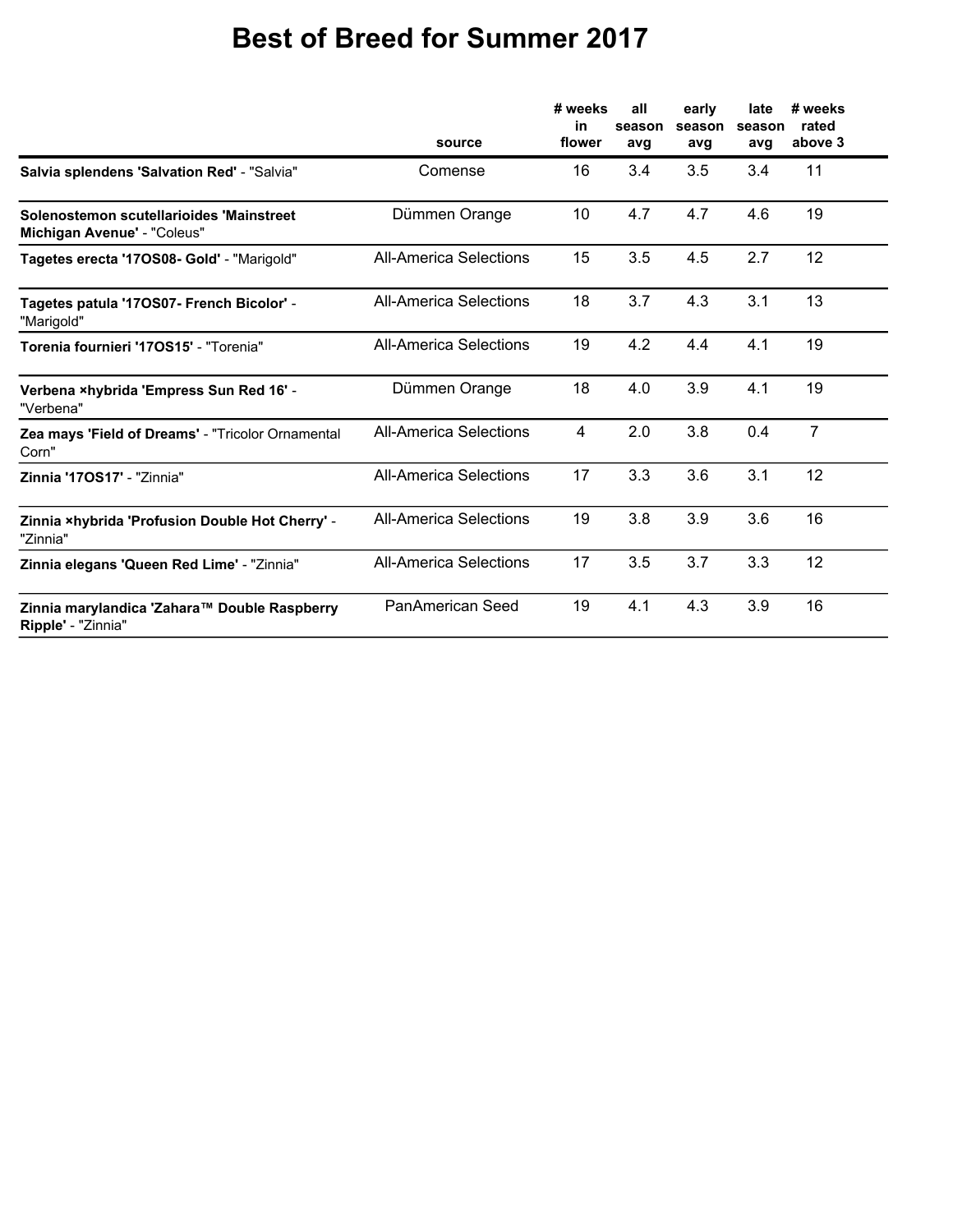# Best of Breed for Summer 2017

| | source | # weeks in flower | all season avg | early season avg | late season avg | # weeks rated above 3 |
|---|---|---|---|---|---|---|
| **Salvia splendens 'Salvation Red'** - "Salvia" | Comense | 16 | 3.4 | 3.5 | 3.4 | 11 |
| **Solenostemon scutellarioides 'Mainstreet Michigan Avenue'** - "Coleus" | Dümmen Orange | 10 | 4.7 | 4.7 | 4.6 | 19 |
| **Tagetes erecta '17OS08- Gold'** - "Marigold" | All-America Selections | 15 | 3.5 | 4.5 | 2.7 | 12 |
| **Tagetes patula '17OS07- French Bicolor'** - "Marigold" | All-America Selections | 18 | 3.7 | 4.3 | 3.1 | 13 |
| **Torenia fournieri '17OS15'** - "Torenia" | All-America Selections | 19 | 4.2 | 4.4 | 4.1 | 19 |
| **Verbena ×hybrida 'Empress Sun Red 16'** - "Verbena" | Dümmen Orange | 18 | 4.0 | 3.9 | 4.1 | 19 |
| **Zea mays 'Field of Dreams'** - "Tricolor Ornamental Corn" | All-America Selections | 4 | 2.0 | 3.8 | 0.4 | 7 |
| **Zinnia '17OS17'** - "Zinnia" | All-America Selections | 17 | 3.3 | 3.6 | 3.1 | 12 |
| **Zinnia ×hybrida 'Profusion Double Hot Cherry'** - "Zinnia" | All-America Selections | 19 | 3.8 | 3.9 | 3.6 | 16 |
| **Zinnia elegans 'Queen Red Lime'** - "Zinnia" | All-America Selections | 17 | 3.5 | 3.7 | 3.3 | 12 |
| **Zinnia marylandica 'Zahara™ Double Raspberry Ripple'** - "Zinnia" | PanAmerican Seed | 19 | 4.1 | 4.3 | 3.9 | 16 |